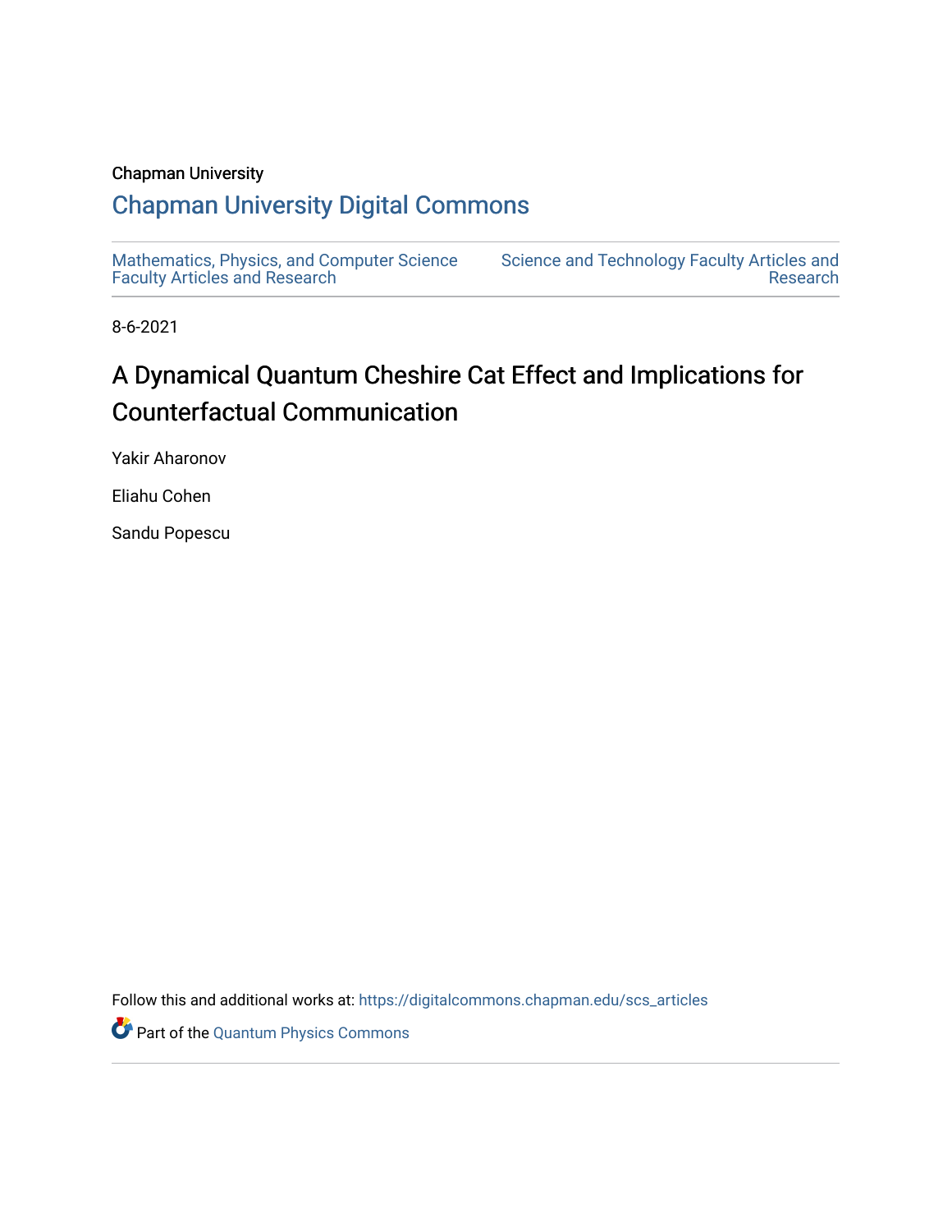Chapman University

# Chapman University Digital Commons

Mathematics, Physics, and Computer Science Faculty Articles and Research

Science and Technology Faculty Articles and Research

8-6-2021

## A Dynamical Quantum Cheshire Cat Effect and Implications for Counterfactual Communication

Yakir Aharonov

Eliahu Cohen

Sandu Popescu

Follow this and additional works at: https://digitalcommons.chapman.edu/scs_articles

Part of the Quantum Physics Commons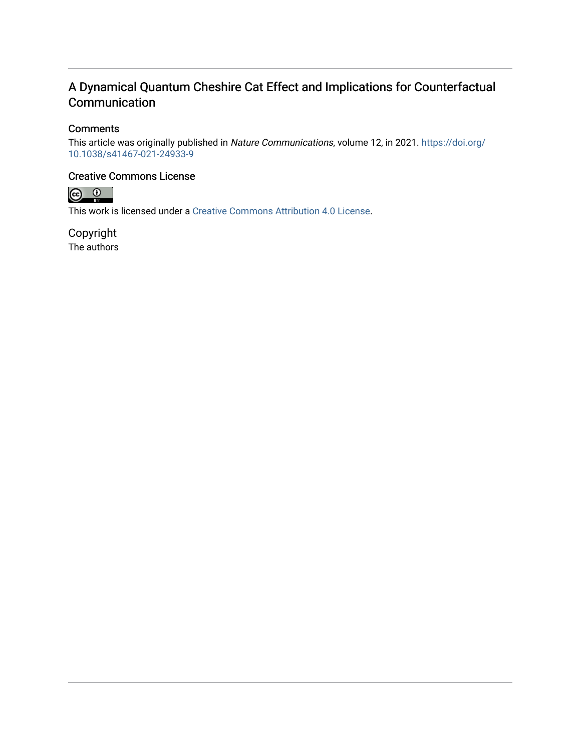# A Dynamical Quantum Cheshire Cat Effect and Implications for Counterfactual Communication

## Comments

This article was originally published in *Nature Communications*, volume 12, in 2021. https://doi.org/10.1038/s41467-021-24933-9

## Creative Commons License

This work is licensed under a Creative Commons Attribution 4.0 License.

## Copyright

The authors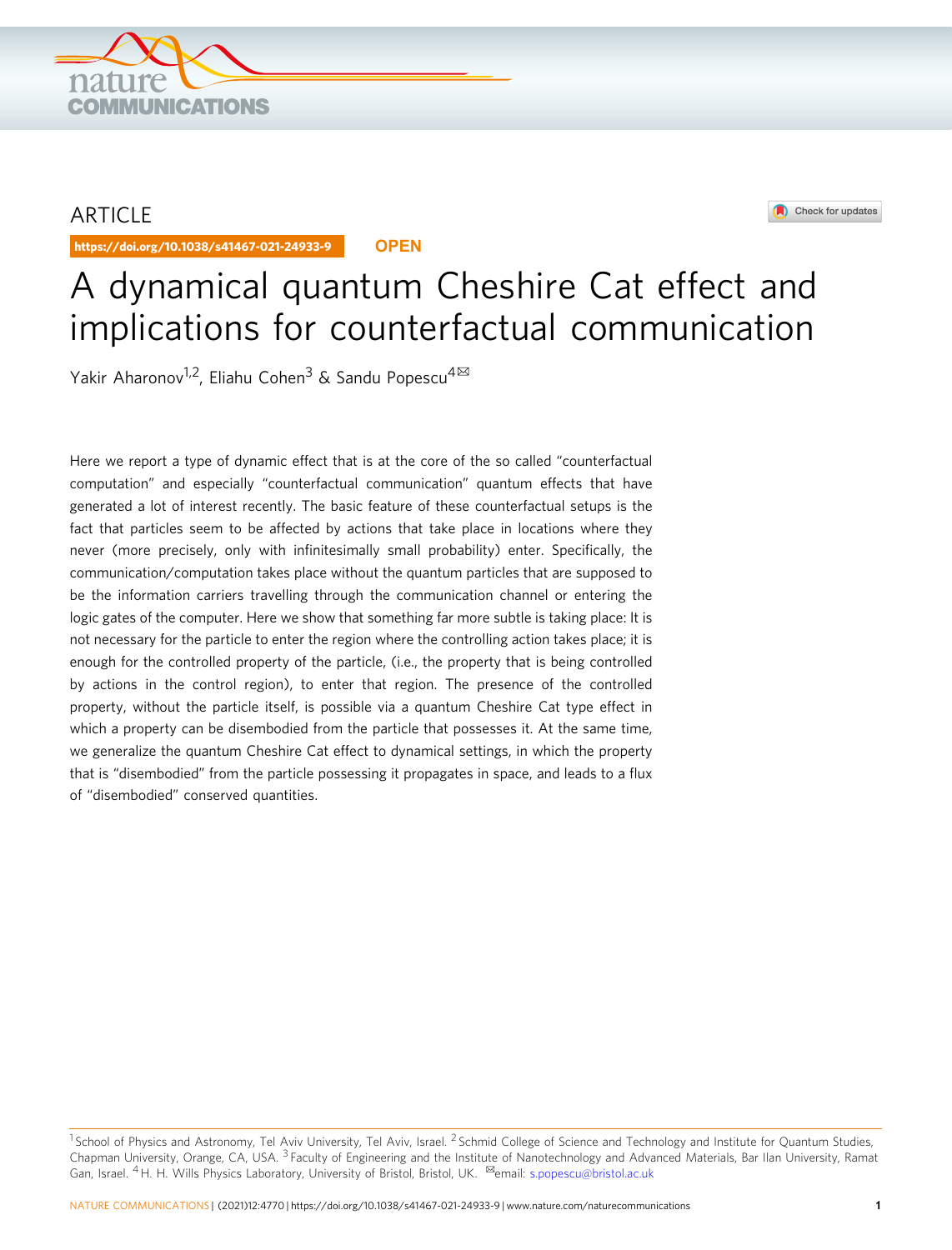ARTICLE

https://doi.org/10.1038/s41467-021-24933-9

OPEN

# A dynamical quantum Cheshire Cat effect and implications for counterfactual communication

Yakir Aharonov[1,2], Eliahu Cohen[3] & Sandu Popescu[4]✉

Here we report a type of dynamic effect that is at the core of the so called "counterfactual computation" and especially "counterfactual communication" quantum effects that have generated a lot of interest recently. The basic feature of these counterfactual setups is the fact that particles seem to be affected by actions that take place in locations where they never (more precisely, only with infinitesimally small probability) enter. Specifically, the communication/computation takes place without the quantum particles that are supposed to be the information carriers travelling through the communication channel or entering the logic gates of the computer. Here we show that something far more subtle is taking place: It is not necessary for the particle to enter the region where the controlling action takes place; it is enough for the controlled property of the particle, (i.e., the property that is being controlled by actions in the control region), to enter that region. The presence of the controlled property, without the particle itself, is possible via a quantum Cheshire Cat type effect in which a property can be disembodied from the particle that possesses it. At the same time, we generalize the quantum Cheshire Cat effect to dynamical settings, in which the property that is "disembodied" from the particle possessing it propagates in space, and leads to a flux of "disembodied" conserved quantities.

---

[1] School of Physics and Astronomy, Tel Aviv University, Tel Aviv, Israel. [2] Schmid College of Science and Technology and Institute for Quantum Studies, Chapman University, Orange, CA, USA. [3] Faculty of Engineering and the Institute of Nanotechnology and Advanced Materials, Bar Ilan University, Ramat Gan, Israel. [4] H. H. Wills Physics Laboratory, University of Bristol, Bristol, UK. ✉email: s.popescu@bristol.ac.uk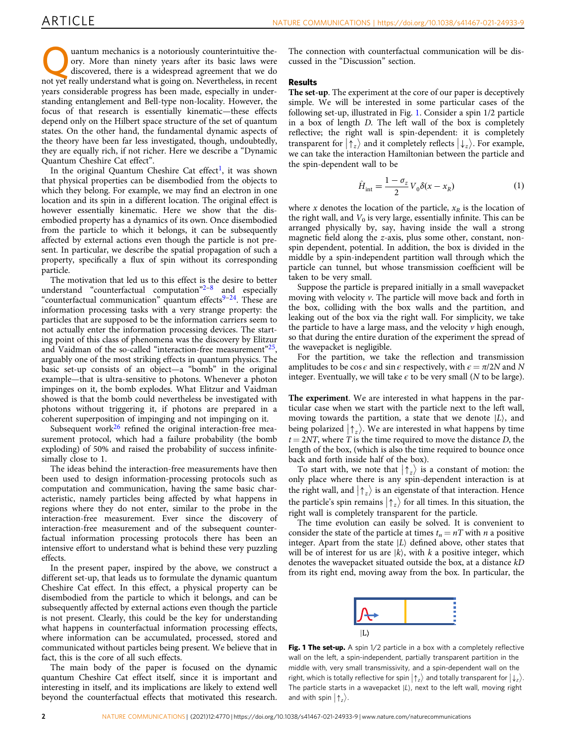Quantum mechanics is a notoriously counterintuitive theory. More than ninety years after its basic laws were discovered, there is a widespread agreement that we do not yet really understand what is going on. Nevertheless, in recent years considerable progress has been made, especially in understanding entanglement and Bell-type non-locality. However, the focus of that research is essentially kinematic—these effects depend only on the Hilbert space structure of the set of quantum states. On the other hand, the fundamental dynamic aspects of the theory have been far less investigated, though, undoubtedly, they are equally rich, if not richer. Here we describe a "Dynamic Quantum Cheshire Cat effect".

In the original Quantum Cheshire Cat effect[1], it was shown that physical properties can be disembodied from the objects to which they belong. For example, we may find an electron in one location and its spin in a different location. The original effect is however essentially kinematic. Here we show that the disembodied property has a dynamics of its own. Once disembodied from the particle to which it belongs, it can be subsequently affected by external actions even though the particle is not present. In particular, we describe the spatial propagation of such a property, specifically a flux of spin without its corresponding particle.

The motivation that led us to this effect is the desire to better understand "counterfactual computation"[2–8] and especially "counterfactual communication" quantum effects[9–24]. These are information processing tasks with a very strange property: the particles that are supposed to be the information carriers seem to not actually enter the information processing devices. The starting point of this class of phenomena was the discovery by Elitzur and Vaidman of the so-called "interaction-free measurement"[25], arguably one of the most striking effects in quantum physics. The basic set-up consists of an object—a "bomb" in the original example—that is ultra-sensitive to photons. Whenever a photon impinges on it, the bomb explodes. What Elitzur and Vaidman showed is that the bomb could nevertheless be investigated with photons without triggering it, if photons are prepared in a coherent superposition of impinging and not impinging on it.

Subsequent work[26] refined the original interaction-free measurement protocol, which had a failure probability (the bomb exploding) of 50% and raised the probability of success infinitesimally close to 1.

The ideas behind the interaction-free measurements have then been used to design information-processing protocols such as computation and communication, having the same basic characteristic, namely particles being affected by what happens in regions where they do not enter, similar to the probe in the interaction-free measurement. Ever since the discovery of interaction-free measurement and of the subsequent counterfactual information processing protocols there has been an intensive effort to understand what is behind these very puzzling effects.

In the present paper, inspired by the above, we construct a different set-up, that leads us to formulate the dynamic quantum Cheshire Cat effect. In this effect, a physical property can be disembodied from the particle to which it belongs, and can be subsequently affected by external actions even though the particle is not present. Clearly, this could be the key for understanding what happens in counterfactual information processing effects, where information can be accumulated, processed, stored and communicated without particles being present. We believe that in fact, this is the core of all such effects.

The main body of the paper is focused on the dynamic quantum Cheshire Cat effect itself, since it is important and interesting in itself, and its implications are likely to extend well beyond the counterfactual effects that motivated this research. The connection with counterfactual communication will be discussed in the "Discussion" section.

## Results

**The set-up**. The experiment at the core of our paper is deceptively simple. We will be interested in some particular cases of the following set-up, illustrated in Fig. 1. Consider a spin 1/2 particle in a box of length $D$. The left wall of the box is completely reflective; the right wall is spin-dependent: it is completely transparent for $|\uparrow_z\rangle$ and it completely reflects $|\downarrow_z\rangle$. For example, we can take the interaction Hamiltonian between the particle and the spin-dependent wall to be

$$\hat{H}_{\text{int}} = \frac{1-\sigma_z}{2} V_0 \delta(x - x_R) \tag{1}$$

where $x$ denotes the location of the particle, $x_R$ is the location of the right wall, and $V_0$ is very large, essentially infinite. This can be arranged physically by, say, having inside the wall a strong magnetic field along the $z$-axis, plus some other, constant, non-spin dependent, potential. In addition, the box is divided in the middle by a spin-independent partition wall through which the particle can tunnel, but whose transmission coefficient will be taken to be very small.

Suppose the particle is prepared initially in a small wavepacket moving with velocity $v$. The particle will move back and forth in the box, colliding with the box walls and the partition, and leaking out of the box via the right wall. For simplicity, we take the particle to have a large mass, and the velocity $v$ high enough, so that during the entire duration of the experiment the spread of the wavepacket is negligible.

For the partition, we take the reflection and transmission amplitudes to be $\cos\epsilon$ and $\sin\epsilon$ respectively, with $\epsilon = \pi/2N$ and $N$ integer. Eventually, we will take $\epsilon$ to be very small ($N$ to be large).

**The experiment**. We are interested in what happens in the particular case when we start with the particle next to the left wall, moving towards the partition, a state that we denote $|L\rangle$, and being polarized $|\uparrow_z\rangle$. We are interested in what happens by time $t = 2NT$, where $T$ is the time required to move the distance $D$, the length of the box, (which is also the time required to bounce once back and forth inside half of the box).

To start with, we note that $|\uparrow_z\rangle$ is a constant of motion: the only place where there is any spin-dependent interaction is at the right wall, and $|\uparrow_z\rangle$ is an eigenstate of that interaction. Hence the particle's spin remains $|\uparrow_z\rangle$ for all times. In this situation, the right wall is completely transparent for the particle.

The time evolution can easily be solved. It is convenient to consider the state of the particle at times $t_n = nT$ with $n$ a positive integer. Apart from the state $|L\rangle$ defined above, other states that will be of interest for us are $|k\rangle$, with $k$ a positive integer, which denotes the wavepacket situated outside the box, at a distance $kD$ from its right end, moving away from the box. In particular, the

$|L\rangle$

**Fig. 1 The set-up.** A spin 1/2 particle in a box with a completely reflective wall on the left, a spin-independent, partially transparent partition in the middle with, very small transmissivity, and a spin-dependent wall on the right, which is totally reflective for spin $|\uparrow_z\rangle$ and totally transparent for $|\downarrow_z\rangle$. The particle starts in a wavepacket $|L\rangle$, next to the left wall, moving right and with spin $|\uparrow_z\rangle$.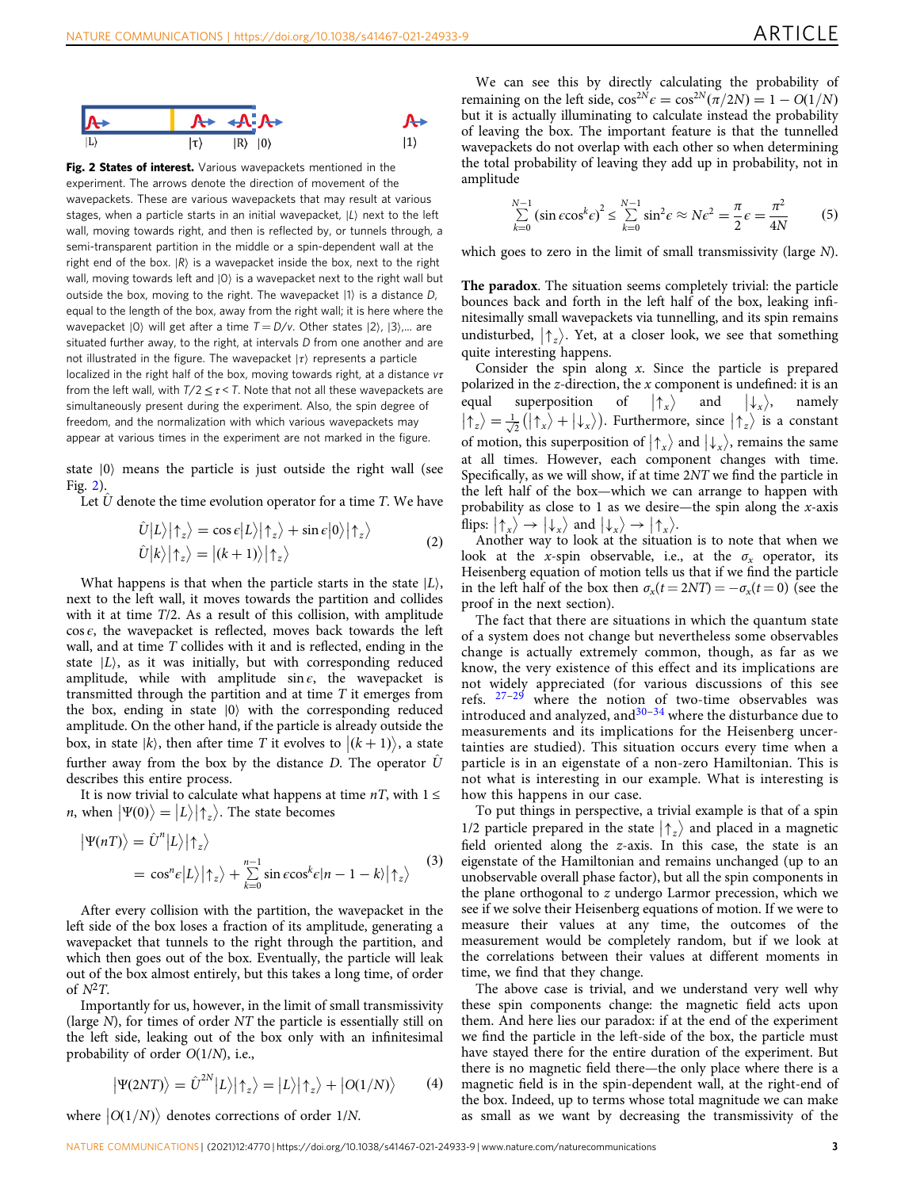**Fig. 2 States of interest.** Various wavepackets mentioned in the experiment. The arrows denote the direction of movement of the wavepackets. These are various wavepackets that may result at various stages, when a particle starts in an initial wavepacket, $|L\rangle$ next to the left wall, moving towards right, and then is reflected by, or tunnels through, a semi-transparent partition in the middle or a spin-dependent wall at the right end of the box. $|R\rangle$ is a wavepacket inside the box, next to the right wall, moving towards left and $|0\rangle$ is a wavepacket next to the right wall but outside the box, moving to the right. The wavepacket $|1\rangle$ is a distance $D$, equal to the length of the box, away from the right wall; it is here where the wavepacket $|0\rangle$ will get after a time $T = D/v$. Other states $|2\rangle$, $|3\rangle$,... are situated further away, to the right, at intervals $D$ from one another and are not illustrated in the figure. The wavepacket $|\tau\rangle$ represents a particle localized in the right half of the box, moving towards right, at a distance $v\tau$ from the left wall, with $T/2 \leq \tau < T$. Note that not all these wavepackets are simultaneously present during the experiment. Also, the spin degree of freedom, and the normalization with which various wavepackets may appear at various times in the experiment are not marked in the figure.

state $|0\rangle$ means the particle is just outside the right wall (see Fig. 2).

Let $\hat{U}$ denote the time evolution operator for a time $T$. We have

$$\begin{aligned} \hat{U}|L\rangle|\uparrow_z\rangle &= \cos\epsilon|L\rangle|\uparrow_z\rangle + \sin\epsilon|0\rangle|\uparrow_z\rangle \\ \hat{U}|k\rangle|\uparrow_z\rangle &= |(k+1)\rangle|\uparrow_z\rangle \end{aligned} \tag{2}$$

What happens is that when the particle starts in the state $|L\rangle$, next to the left wall, it moves towards the partition and collides with it at time $T/2$. As a result of this collision, with amplitude $\cos\epsilon$, the wavepacket is reflected, moves back towards the left wall, and at time $T$ collides with it and is reflected, ending in the state $|L\rangle$, as it was initially, but with corresponding reduced amplitude, while with amplitude $\sin\epsilon$, the wavepacket is transmitted through the partition and at time $T$ it emerges from the box, ending in state $|0\rangle$ with the corresponding reduced amplitude. On the other hand, if the particle is already outside the box, in state $|k\rangle$, then after time $T$ it evolves to $|(k+1)\rangle$, a state further away from the box by the distance $D$. The operator $\hat{U}$ describes this entire process.

It is now trivial to calculate what happens at time $nT$, with $1 \leq n$, when $|\Psi(0)\rangle = |L\rangle|\uparrow_z\rangle$. The state becomes

$$\begin{aligned} |\Psi(nT)\rangle &= \hat{U}^n|L\rangle|\uparrow_z\rangle \\ &= \cos^n\epsilon|L\rangle|\uparrow_z\rangle + \sum_{k=0}^{n-1}\sin\epsilon\cos^k\epsilon|n-1-k\rangle|\uparrow_z\rangle \end{aligned} \tag{3}$$

After every collision with the partition, the wavepacket in the left side of the box loses a fraction of its amplitude, generating a wavepacket that tunnels to the right through the partition, and which then goes out of the box. Eventually, the particle will leak out of the box almost entirely, but this takes a long time, of order of $N^2T$.

Importantly for us, however, in the limit of small transmissivity (large $N$), for times of order $NT$ the particle is essentially still on the left side, leaking out of the box only with an infinitesimal probability of order $O(1/N)$, i.e.,

$$|\Psi(2NT)\rangle = \hat{U}^{2N}|L\rangle|\uparrow_z\rangle = |L\rangle|\uparrow_z\rangle + |O(1/N)\rangle \tag{4}$$

where $|O(1/N)\rangle$ denotes corrections of order $1/N$.

We can see this by directly calculating the probability of remaining on the left side, $\cos^{2N}\epsilon = \cos^{2N}(\pi/2N) = 1 - O(1/N)$ but it is actually illuminating to calculate instead the probability of leaving the box. The important feature is that the tunnelled wavepackets do not overlap with each other so when determining the total probability of leaving they add up in probability, not in amplitude

$$\sum_{k=0}^{N-1}\left(\sin\epsilon\cos^k\epsilon\right)^2 \leq \sum_{k=0}^{N-1}\sin^2\epsilon \approx N\epsilon^2 = \frac{\pi}{2}\epsilon = \frac{\pi^2}{4N} \tag{5}$$

which goes to zero in the limit of small transmissivity (large $N$).

**The paradox**. The situation seems completely trivial: the particle bounces back and forth in the left half of the box, leaking infinitesimally small wavepackets via tunnelling, and its spin remains undisturbed, $|\uparrow_z\rangle$. Yet, at a closer look, we see that something quite interesting happens.

Consider the spin along $x$. Since the particle is prepared polarized in the $z$-direction, the $x$ component is undefined: it is an equal superposition of $|\uparrow_x\rangle$ and $|\downarrow_x\rangle$, namely $|\uparrow_z\rangle = \frac{1}{\sqrt{2}}\left(|\uparrow_x\rangle + |\downarrow_x\rangle\right)$. Furthermore, since $|\uparrow_z\rangle$ is a constant of motion, this superposition of $|\uparrow_x\rangle$ and $|\downarrow_x\rangle$, remains the same at all times. However, each component changes with time. Specifically, as we will show, if at time $2NT$ we find the particle in the left half of the box—which we can arrange to happen with probability as close to 1 as we desire—the spin along the $x$-axis flips: $|\uparrow_x\rangle \to |\downarrow_x\rangle$ and $|\downarrow_x\rangle \to |\uparrow_x\rangle$.

Another way to look at the situation is to note that when we look at the $x$-spin observable, i.e., at the $\sigma_x$ operator, its Heisenberg equation of motion tells us that if we find the particle in the left half of the box then $\sigma_x(t = 2NT) = -\sigma_x(t = 0)$ (see the proof in the next section).

The fact that there are situations in which the quantum state of a system does not change but nevertheless some observables change is actually extremely common, though, as far as we know, the very existence of this effect and its implications are not widely appreciated (for various discussions of this see refs. [27–29] where the notion of two-time observables was introduced and analyzed, and[30–34] where the disturbance due to measurements and its implications for the Heisenberg uncertainties are studied). This situation occurs every time when a particle is in an eigenstate of a non-zero Hamiltonian. This is not what is interesting in our example. What is interesting is how this happens in our case.

To put things in perspective, a trivial example is that of a spin 1/2 particle prepared in the state $|\uparrow_z\rangle$ and placed in a magnetic field oriented along the $z$-axis. In this case, the state is an eigenstate of the Hamiltonian and remains unchanged (up to an unobservable overall phase factor), but all the spin components in the plane orthogonal to $z$ undergo Larmor precession, which we see if we solve their Heisenberg equations of motion. If we were to measure their values at any time, the outcomes of the measurement would be completely random, but if we look at the correlations between their values at different moments in time, we find that they change.

The above case is trivial, and we understand very well why these spin components change: the magnetic field acts upon them. And here lies our paradox: if at the end of the experiment we find the particle in the left-side of the box, the particle must have stayed there for the entire duration of the experiment. But there is no magnetic field there—the only place where there is a magnetic field is in the spin-dependent wall, at the right-end of the box. Indeed, up to terms whose total magnitude we can make as small as we want by decreasing the transmissivity of the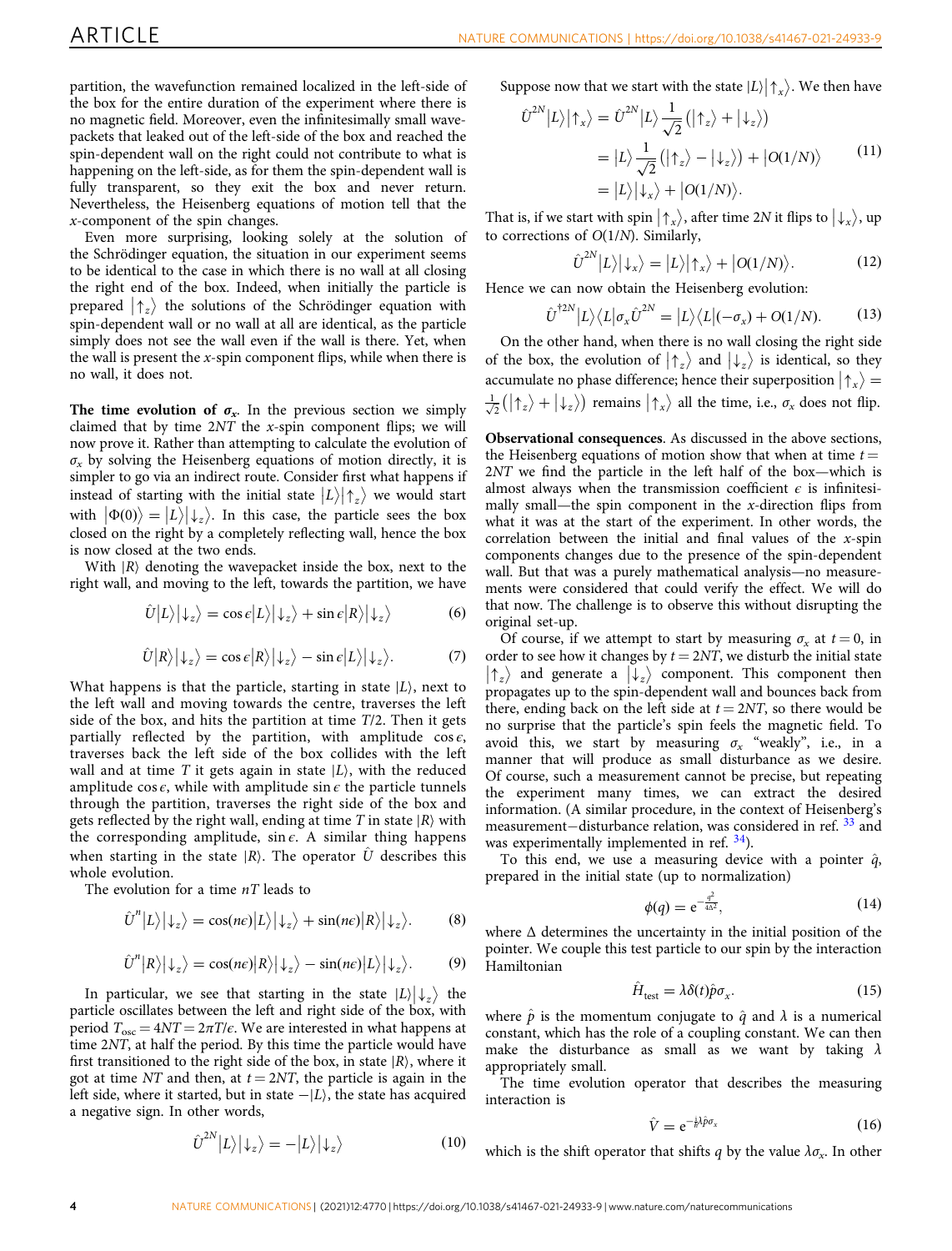partition, the wavefunction remained localized in the left-side of the box for the entire duration of the experiment where there is no magnetic field. Moreover, even the infinitesimally small wavepackets that leaked out of the left-side of the box and reached the spin-dependent wall on the right could not contribute to what is happening on the left-side, as for them the spin-dependent wall is fully transparent, so they exit the box and never return. Nevertheless, the Heisenberg equations of motion tell that the $x$-component of the spin changes.

Even more surprising, looking solely at the solution of the Schrödinger equation, the situation in our experiment seems to be identical to the case in which there is no wall at all closing the right end of the box. Indeed, when initially the particle is prepared $|\uparrow_z\rangle$ the solutions of the Schrödinger equation with spin-dependent wall or no wall at all are identical, as the particle simply does not see the wall even if the wall is there. Yet, when the wall is present the $x$-spin component flips, while when there is no wall, it does not.

**The time evolution of $\sigma_x$.** In the previous section we simply claimed that by time $2NT$ the $x$-spin component flips; we will now prove it. Rather than attempting to calculate the evolution of $\sigma_x$ by solving the Heisenberg equations of motion directly, it is simpler to go via an indirect route. Consider first what happens if instead of starting with the initial state $|L\rangle|\uparrow_z\rangle$ we would start with $|\Phi(0)\rangle = |L\rangle|\downarrow_z\rangle$. In this case, the particle sees the box closed on the right by a completely reflecting wall, hence the box is now closed at the two ends.

With $|R\rangle$ denoting the wavepacket inside the box, next to the right wall, and moving to the left, towards the partition, we have

$$\hat{U}|L\rangle|\downarrow_z\rangle = \cos\epsilon|L\rangle|\downarrow_z\rangle + \sin\epsilon|R\rangle|\downarrow_z\rangle \tag{6}$$

$$\hat{U}|R\rangle|\downarrow_z\rangle = \cos\epsilon|R\rangle|\downarrow_z\rangle - \sin\epsilon|L\rangle|\downarrow_z\rangle. \tag{7}$$

What happens is that the particle, starting in state $|L\rangle$, next to the left wall and moving towards the centre, traverses the left side of the box, and hits the partition at time $T/2$. Then it gets partially reflected by the partition, with amplitude $\cos\epsilon$, traverses back the left side of the box collides with the left wall and at time $T$ it gets again in state $|L\rangle$, with the reduced amplitude $\cos\epsilon$, while with amplitude $\sin\epsilon$ the particle tunnels through the partition, traverses the right side of the box and gets reflected by the right wall, ending at time $T$ in state $|R\rangle$ with the corresponding amplitude, $\sin\epsilon$. A similar thing happens when starting in the state $|R\rangle$. The operator $\hat{U}$ describes this whole evolution.

The evolution for a time $nT$ leads to

$$\hat{U}^n|L\rangle|\downarrow_z\rangle = \cos(n\epsilon)|L\rangle|\downarrow_z\rangle + \sin(n\epsilon)|R\rangle|\downarrow_z\rangle. \tag{8}$$

$$\hat{U}^n|R\rangle|\downarrow_z\rangle = \cos(n\epsilon)|R\rangle|\downarrow_z\rangle - \sin(n\epsilon)|L\rangle|\downarrow_z\rangle. \tag{9}$$

In particular, we see that starting in the state $|L\rangle|\downarrow_z\rangle$ the particle oscillates between the left and right side of the box, with period $T_{\rm osc} = 4NT = 2\pi T/\epsilon$. We are interested in what happens at time $2NT$, at half the period. By this time the particle would have first transitioned to the right side of the box, in state $|R\rangle$, where it got at time $NT$ and then, at $t = 2NT$, the particle is again in the left side, where it started, but in state $-|L\rangle$, the state has acquired a negative sign. In other words,

$$\hat{U}^{2N}|L\rangle|\downarrow_z\rangle = -|L\rangle|\downarrow_z\rangle \tag{10}$$

Suppose now that we start with the state $|L\rangle|\uparrow_x\rangle$. We then have

$$\begin{aligned}\hat{U}^{2N}|L\rangle|\uparrow_x\rangle &= \hat{U}^{2N}|L\rangle\frac{1}{\sqrt{2}}\left(|\uparrow_z\rangle + |\downarrow_z\rangle\right)\\ &= |L\rangle\frac{1}{\sqrt{2}}\left(|\uparrow_z\rangle - |\downarrow_z\rangle\right) + |O(1/N)\rangle\\ &= |L\rangle|\downarrow_x\rangle + |O(1/N)\rangle.\end{aligned} \tag{11}$$

That is, if we start with spin $|\uparrow_x\rangle$, after time $2N$ it flips to $|\downarrow_x\rangle$, up to corrections of $O(1/N)$. Similarly,

$$\hat{U}^{2N}|L\rangle|\downarrow_x\rangle = |L\rangle|\uparrow_x\rangle + |O(1/N)\rangle. \tag{12}$$

Hence we can now obtain the Heisenberg evolution:

$$\hat{U}^{\dagger 2N}|L\rangle\langle L|\sigma_x\hat{U}^{2N} = |L\rangle\langle L|(-\sigma_x) + O(1/N). \tag{13}$$

On the other hand, when there is no wall closing the right side of the box, the evolution of $|\uparrow_z\rangle$ and $|\downarrow_z\rangle$ is identical, so they accumulate no phase difference; hence their superposition $|\uparrow_x\rangle = \frac{1}{\sqrt{2}}\left(|\uparrow_z\rangle + |\downarrow_z\rangle\right)$ remains $|\uparrow_x\rangle$ all the time, i.e., $\sigma_x$ does not flip.

**Observational consequences**. As discussed in the above sections, the Heisenberg equations of motion show that when at time $t = 2NT$ we find the particle in the left half of the box—which is almost always when the transmission coefficient $\epsilon$ is infinitesimally small—the spin component in the $x$-direction flips from what it was at the start of the experiment. In other words, the correlation between the initial and final values of the $x$-spin components changes due to the presence of the spin-dependent wall. But that was a purely mathematical analysis—no measurements were considered that could verify the effect. We will do that now. The challenge is to observe this without disrupting the original set-up.

Of course, if we attempt to start by measuring $\sigma_x$ at $t = 0$, in order to see how it changes by $t = 2NT$, we disturb the initial state $|\uparrow_z\rangle$ and generate a $|\downarrow_z\rangle$ component. This component then propagates up to the spin-dependent wall and bounces back from there, ending back on the left side at $t = 2NT$, so there would be no surprise that the particle's spin feels the magnetic field. To avoid this, we start by measuring $\sigma_x$ "weakly", i.e., in a manner that will produce as small disturbance as we desire. Of course, such a measurement cannot be precise, but repeating the experiment many times, we can extract the desired information. (A similar procedure, in the context of Heisenberg's measurement−disturbance relation, was considered in ref. [33] and was experimentally implemented in ref. [34]).

To this end, we use a measuring device with a pointer $\hat{q}$, prepared in the initial state (up to normalization)

$$\phi(q) = e^{-\frac{q^2}{4\Delta^2}}, \tag{14}$$

where $\Delta$ determines the uncertainty in the initial position of the pointer. We couple this test particle to our spin by the interaction Hamiltonian

$$\hat{H}_{\rm test} = \lambda\delta(t)\hat{p}\sigma_x. \tag{15}$$

where $\hat{p}$ is the momentum conjugate to $\hat{q}$ and $\lambda$ is a numerical constant, which has the role of a coupling constant. We can then make the disturbance as small as we want by taking $\lambda$ appropriately small.

The time evolution operator that describes the measuring interaction is

$$\hat{V} = e^{-\frac{i}{\hbar}\lambda\hat{p}\sigma_x} \tag{16}$$

which is the shift operator that shifts $q$ by the value $\lambda\sigma_x$. In other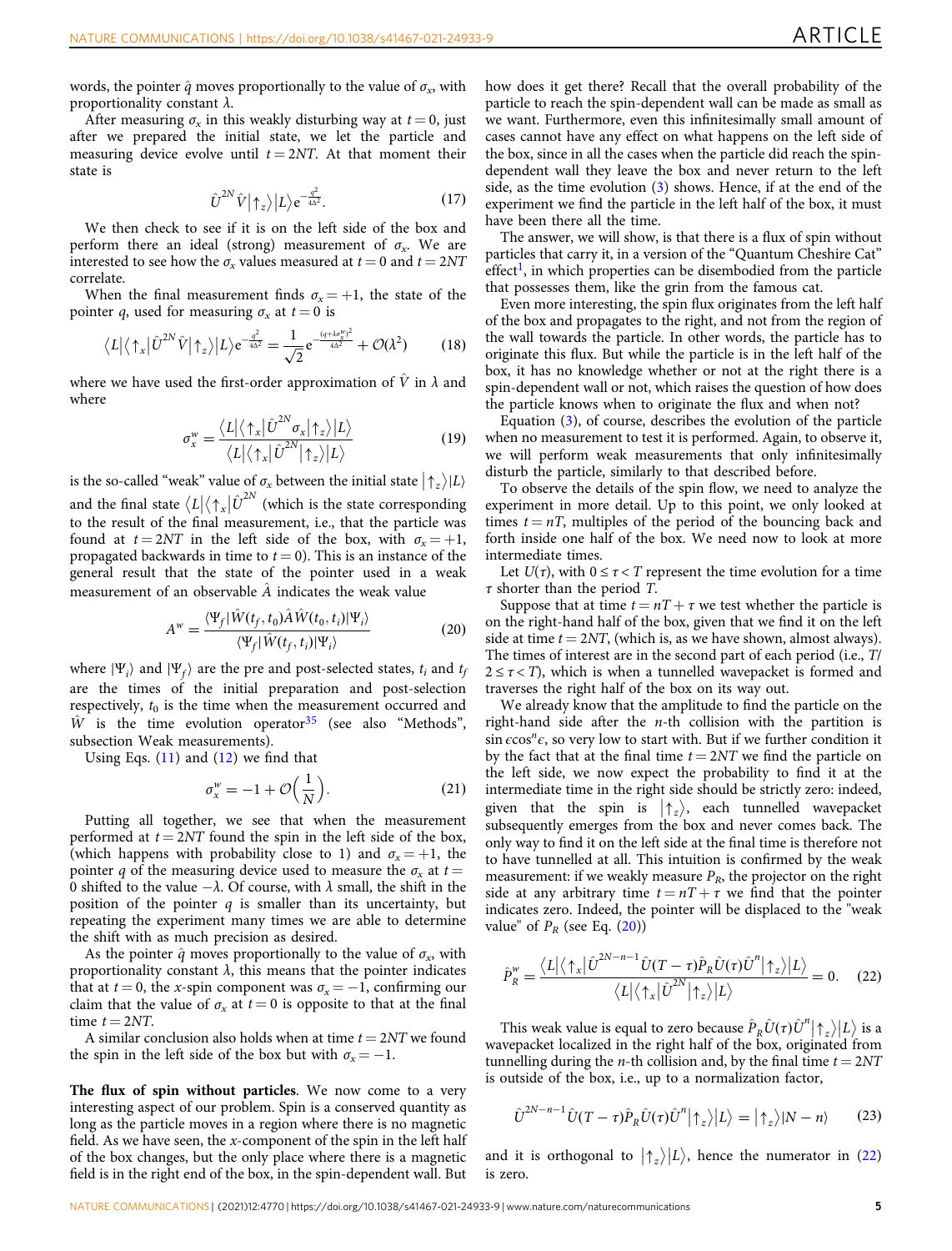words, the pointer $\hat{q}$ moves proportionally to the value of $\sigma_x$, with proportionality constant $\lambda$.

After measuring $\sigma_x$ in this weakly disturbing way at $t = 0$, just after we prepared the initial state, we let the particle and measuring device evolve until $t = 2NT$. At that moment their state is

$$\hat{U}^{2N}\hat{V}\left|\uparrow_z\right\rangle\left|L\right\rangle e^{-\frac{q^2}{4\Delta^2}}. \tag{17}$$

We then check to see if it is on the left side of the box and perform there an ideal (strong) measurement of $\sigma_x$. We are interested to see how the $\sigma_x$ values measured at $t = 0$ and $t = 2NT$ correlate.

When the final measurement finds $\sigma_x = +1$, the state of the pointer $q$, used for measuring $\sigma_x$ at $t = 0$ is

$$\left\langle L\right|\left\langle\uparrow_x\right|\hat{U}^{2N}\hat{V}\left|\uparrow_z\right\rangle\left|L\right\rangle e^{-\frac{q^2}{4\Delta^2}} = \frac{1}{\sqrt{2}}e^{-\frac{(q+\lambda\sigma_x^w)^2}{4\Delta^2}} + \mathcal{O}(\lambda^2) \tag{18}$$

where we have used the first-order approximation of $\hat{V}$ in $\lambda$ and where

$$\sigma_x^w = \frac{\left\langle L\right|\left\langle\uparrow_x\right|\hat{U}^{2N}\sigma_x\left|\uparrow_z\right\rangle\left|L\right\rangle}{\left\langle L\right|\left\langle\uparrow_x\right|\hat{U}^{2N}\left|\uparrow_z\right\rangle\left|L\right\rangle} \tag{19}$$

is the so-called "weak" value of $\sigma_x$ between the initial state $\left|\uparrow_z\right\rangle\left|L\right\rangle$ and the final state $\left\langle L\right|\left\langle\uparrow_x\right|\hat{U}^{2N}$ (which is the state corresponding to the result of the final measurement, i.e., that the particle was found at $t = 2NT$ in the left side of the box, with $\sigma_x = +1$, propagated backwards in time to $t = 0$). This is an instance of the general result that the state of the pointer used in a weak measurement of an observable $\hat{A}$ indicates the weak value

$$A^w = \frac{\langle\Psi_f|\hat{W}(t_f,t_0)\hat{A}\hat{W}(t_0,t_i)|\Psi_i\rangle}{\langle\Psi_f|\hat{W}(t_f,t_i)|\Psi_i\rangle} \tag{20}$$

where $|\Psi_i\rangle$ and $|\Psi_f\rangle$ are the pre and post-selected states, $t_i$ and $t_f$ are the times of the initial preparation and post-selection respectively, $t_0$ is the time when the measurement occurred and $\hat{W}$ is the time evolution operator[35] (see also "Methods", subsection Weak measurements).

Using Eqs. (11) and (12) we find that

$$\sigma_x^w = -1 + \mathcal{O}\left(\frac{1}{N}\right). \tag{21}$$

Putting all together, we see that when the measurement performed at $t = 2NT$ found the spin in the left side of the box, (which happens with probability close to 1) and $\sigma_x = +1$, the pointer $q$ of the measuring device used to measure the $\sigma_x$ at $t = 0$ shifted to the value $-\lambda$. Of course, with $\lambda$ small, the shift in the position of the pointer $q$ is smaller than its uncertainty, but repeating the experiment many times we are able to determine the shift with as much precision as desired.

As the pointer $\hat{q}$ moves proportionally to the value of $\sigma_x$, with proportionality constant $\lambda$, this means that the pointer indicates that at $t = 0$, the x-spin component was $\sigma_x = -1$, confirming our claim that the value of $\sigma_x$ at $t = 0$ is opposite to that at the final time $t = 2NT$.

A similar conclusion also holds when at time $t = 2NT$ we found the spin in the left side of the box but with $\sigma_x = -1$.

**The flux of spin without particles**. We now come to a very interesting aspect of our problem. Spin is a conserved quantity as long as the particle moves in a region where there is no magnetic field. As we have seen, the x-component of the spin in the left half of the box changes, but the only place where there is a magnetic field is in the right end of the box, in the spin-dependent wall. But how does it get there? Recall that the overall probability of the particle to reach the spin-dependent wall can be made as small as we want. Furthermore, even this infinitesimally small amount of cases cannot have any effect on what happens on the left side of the box, since in all the cases when the particle did reach the spin-dependent wall they leave the box and never return to the left side, as the time evolution (3) shows. Hence, if at the end of the experiment we find the particle in the left half of the box, it must have been there all the time.

The answer, we will show, is that there is a flux of spin without particles that carry it, in a version of the "Quantum Cheshire Cat" effect[1], in which properties can be disembodied from the particle that possesses them, like the grin from the famous cat.

Even more interesting, the spin flux originates from the left half of the box and propagates to the right, and not from the region of the wall towards the particle. In other words, the particle has to originate this flux. But while the particle is in the left half of the box, it has no knowledge whether or not at the right there is a spin-dependent wall or not, which raises the question of how does the particle knows when to originate the flux and when not?

Equation (3), of course, describes the evolution of the particle when no measurement to test it is performed. Again, to observe it, we will perform weak measurements that only infinitesimally disturb the particle, similarly to that described before.

To observe the details of the spin flow, we need to analyze the experiment in more detail. Up to this point, we only looked at times $t = nT$, multiples of the period of the bouncing back and forth inside one half of the box. We need now to look at more intermediate times.

Let $U(\tau)$, with $0 \le \tau < T$ represent the time evolution for a time $\tau$ shorter than the period $T$.

Suppose that at time $t = nT + \tau$ we test whether the particle is on the right-hand half of the box, given that we find it on the left side at time $t = 2NT$, (which is, as we have shown, almost always). The times of interest are in the second part of each period (i.e., $T/2 \le \tau < T$), which is when a tunnelled wavepacket is formed and traverses the right half of the box on its way out.

We already know that the amplitude to find the particle on the right-hand side after the $n$-th collision with the partition is $\sin\epsilon\cos^n\epsilon$, so very low to start with. But if we further condition it by the fact that at the final time $t = 2NT$ we find the particle on the left side, we now expect the probability to find it at the intermediate time in the right side should be strictly zero: indeed, given that the spin is $\left|\uparrow_z\right\rangle$, each tunnelled wavepacket subsequently emerges from the box and never comes back. The only way to find it on the left side at the final time is therefore not to have tunnelled at all. This intuition is confirmed by the weak measurement: if we weakly measure $P_R$, the projector on the right side at any arbitrary time $t = nT + \tau$ we find that the pointer indicates zero. Indeed, the pointer will be displaced to the "weak value" of $P_R$ (see Eq. (20))

$$\hat{P}_R^w = \frac{\left\langle L\right|\left\langle\uparrow_x\right|\hat{U}^{2N-n-1}\hat{U}(T-\tau)\hat{P}_R\hat{U}(\tau)\hat{U}^n\left|\uparrow_z\right\rangle\left|L\right\rangle}{\left\langle L\right|\left\langle\uparrow_x\right|\hat{U}^{2N}\left|\uparrow_z\right\rangle\left|L\right\rangle} = 0. \tag{22}$$

This weak value is equal to zero because $\hat{P}_R\hat{U}(\tau)\hat{U}^n\left|\uparrow_z\right\rangle\left|L\right\rangle$ is a wavepacket localized in the right half of the box, originated from tunnelling during the $n$-th collision and, by the final time $t = 2NT$ is outside of the box, i.e., up to a normalization factor,

$$\hat{U}^{2N-n-1}\hat{U}(T-\tau)\hat{P}_R\hat{U}(\tau)\hat{U}^n\left|\uparrow_z\right\rangle\left|L\right\rangle = \left|\uparrow_z\right\rangle\left|N-n\right\rangle \tag{23}$$

and it is orthogonal to $\left|\uparrow_z\right\rangle\left|L\right\rangle$, hence the numerator in (22) is zero.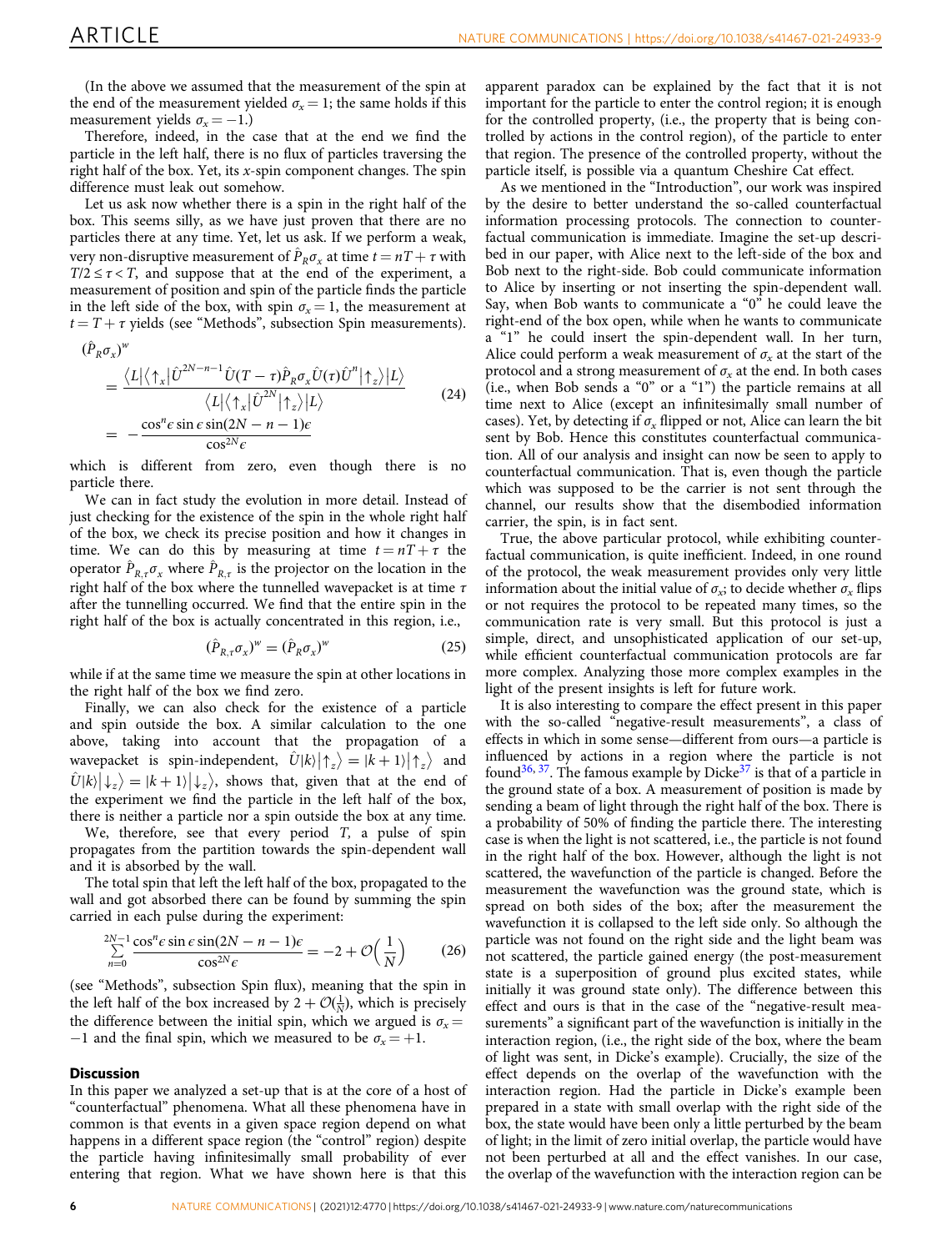(In the above we assumed that the measurement of the spin at the end of the measurement yielded $\sigma_x = 1$; the same holds if this measurement yields $\sigma_x = -1$.)

Therefore, indeed, in the case that at the end we find the particle in the left half, there is no flux of particles traversing the right half of the box. Yet, its $x$-spin component changes. The spin difference must leak out somehow.

Let us ask now whether there is a spin in the right half of the box. This seems silly, as we have just proven that there are no particles there at any time. Yet, let us ask. If we perform a weak, very non-disruptive measurement of $\hat{P}_R\sigma_x$ at time $t = nT + \tau$ with $T/2 \leq \tau < T$, and suppose that at the end of the experiment, a measurement of position and spin of the particle finds the particle in the left side of the box, with spin $\sigma_x = 1$, the measurement at $t = T + \tau$ yields (see "Methods", subsection Spin measurements).

$$
\begin{aligned}
(\hat{P}_R\sigma_x)^w &= \frac{\langle L|\langle\uparrow_x|\hat{U}^{2N-n-1}\hat{U}(T-\tau)\hat{P}_R\sigma_x\hat{U}(\tau)\hat{U}^n|\uparrow_z\rangle|L\rangle}{\langle L|\langle\uparrow_x|\hat{U}^{2N}|\uparrow_z\rangle|L\rangle} \\
&= -\frac{\cos^n\epsilon\sin\epsilon\sin(2N-n-1)\epsilon}{\cos^{2N}\epsilon}
\end{aligned}
\tag{24}
$$

which is different from zero, even though there is no particle there.

We can in fact study the evolution in more detail. Instead of just checking for the existence of the spin in the whole right half of the box, we check its precise position and how it changes in time. We can do this by measuring at time $t = nT + \tau$ the operator $\hat{P}_{R,\tau}\sigma_x$ where $\hat{P}_{R,\tau}$ is the projector on the location in the right half of the box where the tunnelled wavepacket is at time $\tau$ after the tunnelling occurred. We find that the entire spin in the right half of the box is actually concentrated in this region, i.e.,

$$
(\hat{P}_{R,\tau}\sigma_x)^w = (\hat{P}_R\sigma_x)^w \tag{25}
$$

while if at the same time we measure the spin at other locations in the right half of the box we find zero.

Finally, we can also check for the existence of a particle and spin outside the box. A similar calculation to the one above, taking into account that the propagation of a wavepacket is spin-independent, $\hat{U}|k\rangle|\uparrow_z\rangle = |k+1\rangle|\uparrow_z\rangle$ and $\hat{U}|k\rangle|\downarrow_z\rangle = |k+1\rangle|\downarrow_z\rangle$, shows that, given that at the end of the experiment we find the particle in the left half of the box, there is neither a particle nor a spin outside the box at any time.

We, therefore, see that every period $T$, a pulse of spin propagates from the partition towards the spin-dependent wall and it is absorbed by the wall.

The total spin that left the left half of the box, propagated to the wall and got absorbed there can be found by summing the spin carried in each pulse during the experiment:

$$
\sum_{n=0}^{2N-1}\frac{\cos^n\epsilon\sin\epsilon\sin(2N-n-1)\epsilon}{\cos^{2N}\epsilon} = -2 + \mathcal{O}\Big(\frac{1}{N}\Big) \tag{26}
$$

(see "Methods", subsection Spin flux), meaning that the spin in the left half of the box increased by $2 + \mathcal{O}(\frac{1}{N})$, which is precisely the difference between the initial spin, which we argued is $\sigma_x = -1$ and the final spin, which we measured to be $\sigma_x = +1$.

## Discussion

In this paper we analyzed a set-up that is at the core of a host of "counterfactual" phenomena. What all these phenomena have in common is that events in a given space region depend on what happens in a different space region (the "control" region) despite the particle having infinitesimally small probability of ever entering that region. What we have shown here is that this apparent paradox can be explained by the fact that it is not important for the particle to enter the control region; it is enough for the controlled property, (i.e., the property that is being controlled by actions in the control region), of the particle to enter that region. The presence of the controlled property, without the particle itself, is possible via a quantum Cheshire Cat effect.

As we mentioned in the "Introduction", our work was inspired by the desire to better understand the so-called counterfactual information processing protocols. The connection to counterfactual communication is immediate. Imagine the set-up described in our paper, with Alice next to the left-side of the box and Bob next to the right-side. Bob could communicate information to Alice by inserting or not inserting the spin-dependent wall. Say, when Bob wants to communicate a "0" he could leave the right-end of the box open, while when he wants to communicate a "1" he could insert the spin-dependent wall. In her turn, Alice could perform a weak measurement of $\sigma_x$ at the start of the protocol and a strong measurement of $\sigma_x$ at the end. In both cases (i.e., when Bob sends a "0" or a "1") the particle remains at all time next to Alice (except an infinitesimally small number of cases). Yet, by detecting if $\sigma_x$ flipped or not, Alice can learn the bit sent by Bob. Hence this constitutes counterfactual communication. All of our analysis and insight can now be seen to apply to counterfactual communication. That is, even though the particle which was supposed to be the carrier is not sent through the channel, our results show that the disembodied information carrier, the spin, is in fact sent.

True, the above particular protocol, while exhibiting counterfactual communication, is quite inefficient. Indeed, in one round of the protocol, the weak measurement provides only very little information about the initial value of $\sigma_x$; to decide whether $\sigma_x$ flips or not requires the protocol to be repeated many times, so the communication rate is very small. But this protocol is just a simple, direct, and unsophisticated application of our set-up, while efficient counterfactual communication protocols are far more complex. Analyzing those more complex examples in the light of the present insights is left for future work.

It is also interesting to compare the effect present in this paper with the so-called "negative-result measurements", a class of effects in which in some sense—different from ours—a particle is influenced by actions in a region where the particle is not found[36, 37]. The famous example by Dicke[37] is that of a particle in the ground state of a box. A measurement of position is made by sending a beam of light through the right half of the box. There is a probability of 50% of finding the particle there. The interesting case is when the light is not scattered, i.e., the particle is not found in the right half of the box. However, although the light is not scattered, the wavefunction of the particle is changed. Before the measurement the wavefunction was the ground state, which is spread on both sides of the box; after the measurement the wavefunction is collapsed to the left side only. So although the particle was not found on the right side and the light beam was not scattered, the particle gained energy (the post-measurement state is a superposition of ground plus excited states, while initially it was ground state only). The difference between this effect and ours is that in the case of the "negative-result measurements" a significant part of the wavefunction is initially in the interaction region, (i.e., the right side of the box, where the beam of light was sent, in Dicke's example). Crucially, the size of the effect depends on the overlap of the wavefunction with the interaction region. Had the particle in Dicke's example been prepared in a state with small overlap with the right side of the box, the state would have been only a little perturbed by the beam of light; in the limit of zero initial overlap, the particle would have not been perturbed at all and the effect vanishes. In our case, the overlap of the wavefunction with the interaction region can be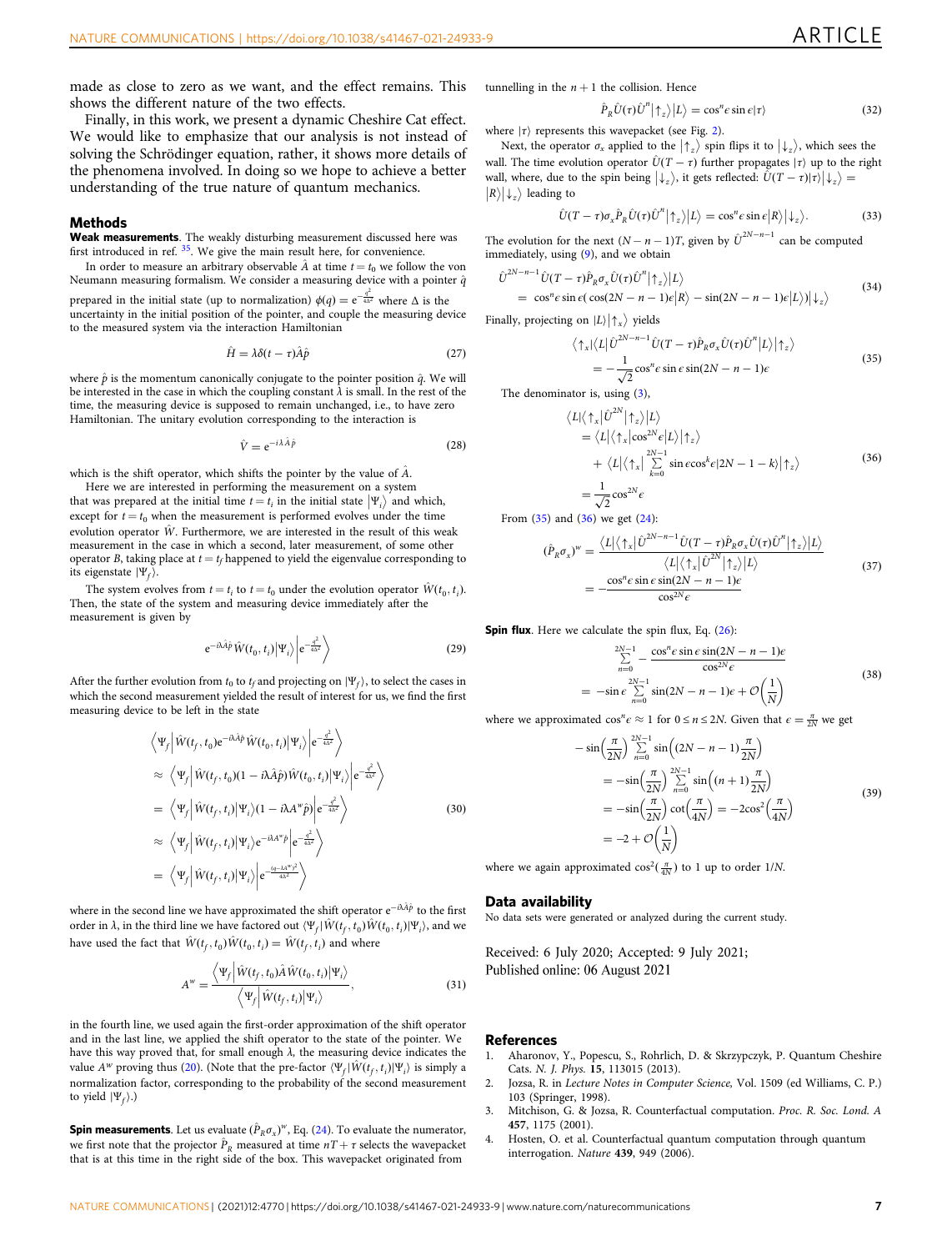made as close to zero as we want, and the effect remains. This shows the different nature of the two effects.

Finally, in this work, we present a dynamic Cheshire Cat effect. We would like to emphasize that our analysis is not instead of solving the Schrödinger equation, rather, it shows more details of the phenomena involved. In doing so we hope to achieve a better understanding of the true nature of quantum mechanics.

## Methods

**Weak measurements**. The weakly disturbing measurement discussed here was first introduced in ref. [35]. We give the main result here, for convenience.

In order to measure an arbitrary observable $\hat{A}$ at time $t = t_0$ we follow the von Neumann measuring formalism. We consider a measuring device with a pointer $\hat{q}$ prepared in the initial state (up to normalization) $\phi(q) = e^{-\frac{q^2}{4\Delta^2}}$ where $\Delta$ is the uncertainty in the initial position of the pointer, and couple the measuring device to the measured system via the interaction Hamiltonian

$$\hat{H} = \lambda\delta(t-\tau)\hat{A}\hat{p} \tag{27}$$

where $\hat{p}$ is the momentum canonically conjugate to the pointer position $\hat{q}$. We will be interested in the case in which the coupling constant $\lambda$ is small. In the rest of the time, the measuring device is supposed to remain unchanged, i.e., to have zero Hamiltonian. The unitary evolution corresponding to the interaction is

$$\hat{V} = e^{-i\lambda\hat{A}\hat{p}} \tag{28}$$

which is the shift operator, which shifts the pointer by the value of $\hat{A}$.

Here we are interested in performing the measurement on a system that was prepared at the initial time $t = t_i$ in the initial state $|\Psi_i\rangle$ and which, except for $t = t_0$ when the measurement is performed evolves under the time evolution operator $\hat{W}$. Furthermore, we are interested in the result of this weak measurement in the case in which a second, later measurement, of some other operator $B$, taking place at $t = t_f$ happened to yield the eigenvalue corresponding to its eigenstate $|\Psi_f\rangle$.

The system evolves from $t = t_i$ to $t = t_0$ under the evolution operator $\hat{W}(t_0, t_i)$. Then, the state of the system and measuring device immediately after the measurement is given by

$$e^{-i\lambda\hat{A}\hat{p}}\hat{W}(t_0, t_i)|\Psi_i\rangle\left|e^{-\frac{q^2}{4\Delta^2}}\right\rangle \tag{29}$$

After the further evolution from $t_0$ to $t_f$ and projecting on $|\Psi_f\rangle$, to select the cases in which the second measurement yielded the result of interest for us, we find the first measuring device to be left in the state

$$\begin{aligned}
&\left\langle\Psi_f\left|\hat{W}(t_f, t_0)e^{-i\lambda\hat{A}\hat{p}}\hat{W}(t_0, t_i)\right|\Psi_i\right\rangle\left|e^{-\frac{q^2}{4\Delta^2}}\right\rangle \\
&\approx \left\langle\Psi_f\left|\hat{W}(t_f, t_0)(1 - i\lambda\hat{A}\hat{p})\hat{W}(t_0, t_i)\right|\Psi_i\right\rangle\left|e^{-\frac{q^2}{4\Delta^2}}\right\rangle \\
&= \left\langle\Psi_f\left|\hat{W}(t_f, t_i)\right|\Psi_i\right\rangle(1 - i\lambda A^w\hat{p})\left|e^{-\frac{q^2}{4\Delta^2}}\right\rangle \\
&\approx \left\langle\Psi_f\left|\hat{W}(t_f, t_i)\right|\Psi_i\right\rangle e^{-i\lambda A^w\hat{p}}\left|e^{-\frac{q^2}{4\Delta^2}}\right\rangle \\
&= \left\langle\Psi_f\left|\hat{W}(t_f, t_i)\right|\Psi_i\right\rangle\left|e^{-\frac{(q-\lambda A^w)^2}{4\Delta^2}}\right\rangle
\end{aligned} \tag{30}$$

where in the second line we have approximated the shift operator $e^{-i\lambda\hat{A}\hat{p}}$ to the first order in $\lambda$, in the third line we have factored out $\langle\Psi_f|\hat{W}(t_f, t_0)\hat{W}(t_0, t_i)|\Psi_i\rangle$, and we have used the fact that $\hat{W}(t_f, t_0)\hat{W}(t_0, t_i) = \hat{W}(t_f, t_i)$ and where

$$A^w = \frac{\left\langle\Psi_f\left|\hat{W}(t_f, t_0)\hat{A}\hat{W}(t_0, t_i)\right|\Psi_i\right\rangle}{\left\langle\Psi_f\left|\hat{W}(t_f, t_i)\right|\Psi_i\right\rangle}, \tag{31}$$

in the fourth line, we used again the first-order approximation of the shift operator and in the last line, we applied the shift operator to the state of the pointer. We have this way proved that, for small enough $\lambda$, the measuring device indicates the value $A^w$ proving thus (20). (Note that the pre-factor $\langle\Psi_f|\hat{W}(t_f, t_i)|\Psi_i\rangle$ is simply a normalization factor, corresponding to the probability of the second measurement to yield $|\Psi_f\rangle$.)

**Spin measurements**. Let us evaluate $(\hat{P}_R\sigma_x)^w$, Eq. (24). To evaluate the numerator, we first note that the projector $\hat{P}_R$ measured at time $nT + \tau$ selects the wavepacket that is at this time in the right side of the box. This wavepacket originated from tunnelling in the $n + 1$ the collision. Hence

$$\hat{P}_R\hat{U}(\tau)\hat{U}^n|\uparrow_z\rangle|L\rangle = \cos^n\epsilon\sin\epsilon|\tau\rangle \tag{32}$$

where $|\tau\rangle$ represents this wavepacket (see Fig. 2).

Next, the operator $\sigma_x$ applied to the $|\uparrow_z\rangle$ spin flips it to $|\downarrow_z\rangle$, which sees the wall. The time evolution operator $\hat{U}(T-\tau)$ further propagates $|\tau\rangle$ up to the right wall, where, due to the spin being $|\downarrow_z\rangle$, it gets reflected: $\hat{U}(T-\tau)|\tau\rangle|\downarrow_z\rangle = |R\rangle|\downarrow_z\rangle$ leading to

$$\hat{U}(T-\tau)\sigma_x\hat{P}_R\hat{U}(\tau)\hat{U}^n|\uparrow_z\rangle|L\rangle = \cos^n\epsilon\sin\epsilon|R\rangle|\downarrow_z\rangle. \tag{33}$$

The evolution for the next $(N-n-1)T$, given by $\hat{U}^{2N-n-1}$ can be computed immediately, using (9), and we obtain

$$\begin{aligned}
&\hat{U}^{2N-n-1}\hat{U}(T-\tau)\hat{P}_R\sigma_x\hat{U}(\tau)\hat{U}^n|\uparrow_z\rangle|L\rangle \\
&= \cos^n\epsilon\sin\epsilon(\cos(2N-n-1)\epsilon|R\rangle - \sin(2N-n-1)\epsilon|L\rangle)|\downarrow_z\rangle
\end{aligned} \tag{34}$$

Finally, projecting on $|L\rangle|\uparrow_x\rangle$ yields

$$\begin{aligned}
&\langle\uparrow_x|\langle L|\hat{U}^{2N-n-1}\hat{U}(T-\tau)\hat{P}_R\sigma_x\hat{U}(\tau)\hat{U}^n|L\rangle|\uparrow_z\rangle \\
&= -\frac{1}{\sqrt{2}}\cos^n\epsilon\sin\epsilon\sin(2N-n-1)\epsilon
\end{aligned} \tag{35}$$

The denominator is, using (3),

$$\begin{aligned}
&\langle L|\langle\uparrow_x|\hat{U}^{2N}|\uparrow_z\rangle|L\rangle \\
&= \langle L|\langle\uparrow_x|\cos^{2N}\epsilon|L\rangle|\uparrow_z\rangle \\
&\quad + \langle L|\langle\uparrow_x|\sum_{k=0}^{2N-1}\sin\epsilon\cos^k\epsilon|2N-1-k\rangle|\uparrow_z\rangle \\
&= \frac{1}{\sqrt{2}}\cos^{2N}\epsilon
\end{aligned} \tag{36}$$

From (35) and (36) we get (24):

$$\begin{aligned}
(\hat{P}_R\sigma_x)^w &= \frac{\langle L|\langle\uparrow_x|\hat{U}^{2N-n-1}\hat{U}(T-\tau)\hat{P}_R\sigma_x\hat{U}(\tau)\hat{U}^n|\uparrow_z\rangle|L\rangle}{\langle L|\langle\uparrow_x|\hat{U}^{2N}|\uparrow_z\rangle|L\rangle} \\
&= -\frac{\cos^n\epsilon\sin\epsilon\sin(2N-n-1)\epsilon}{\cos^{2N}\epsilon}
\end{aligned} \tag{37}$$

**Spin flux**. Here we calculate the spin flux, Eq. (26):

$$\begin{aligned}
&\sum_{n=0}^{2N-1} -\frac{\cos^n\epsilon\sin\epsilon\sin(2N-n-1)\epsilon}{\cos^{2N}\epsilon} \\
&= -\sin\epsilon\sum_{n=0}^{2N-1}\sin(2N-n-1)\epsilon + \mathcal{O}\left(\frac{1}{N}\right)
\end{aligned} \tag{38}$$

where we approximated $\cos^n\epsilon \approx 1$ for $0 \leq n \leq 2N$. Given that $\epsilon = \frac{\pi}{2N}$ we get

$$\begin{aligned}
&-\sin\left(\frac{\pi}{2N}\right)\sum_{n=0}^{2N-1}\sin\left((2N-n-1)\frac{\pi}{2N}\right) \\
&= -\sin\left(\frac{\pi}{2N}\right)\sum_{n=0}^{2N-1}\sin\left((n+1)\frac{\pi}{2N}\right) \\
&= -\sin\left(\frac{\pi}{2N}\right)\cot\left(\frac{\pi}{4N}\right) = -2\cos^2\left(\frac{\pi}{4N}\right) \\
&= -2 + \mathcal{O}\left(\frac{1}{N}\right)
\end{aligned} \tag{39}$$

where we again approximated $\cos^2(\frac{\pi}{4N})$ to 1 up to order $1/N$.

## Data availability

No data sets were generated or analyzed during the current study.

Received: 6 July 2020; Accepted: 9 July 2021;
Published online: 06 August 2021

## References

1. Aharonov, Y., Popescu, S., Rohrlich, D. & Skrzypczyk, P. Quantum Cheshire Cats. *N. J. Phys.* **15**, 113015 (2013).
2. Jozsa, R. in *Lecture Notes in Computer Science*, Vol. 1509 (ed Williams, C. P.) 103 (Springer, 1998).
3. Mitchison, G. & Jozsa, R. Counterfactual computation. *Proc. R. Soc. Lond. A* **457**, 1175 (2001).
4. Hosten, O. et al. Counterfactual quantum computation through quantum interrogation. *Nature* **439**, 949 (2006).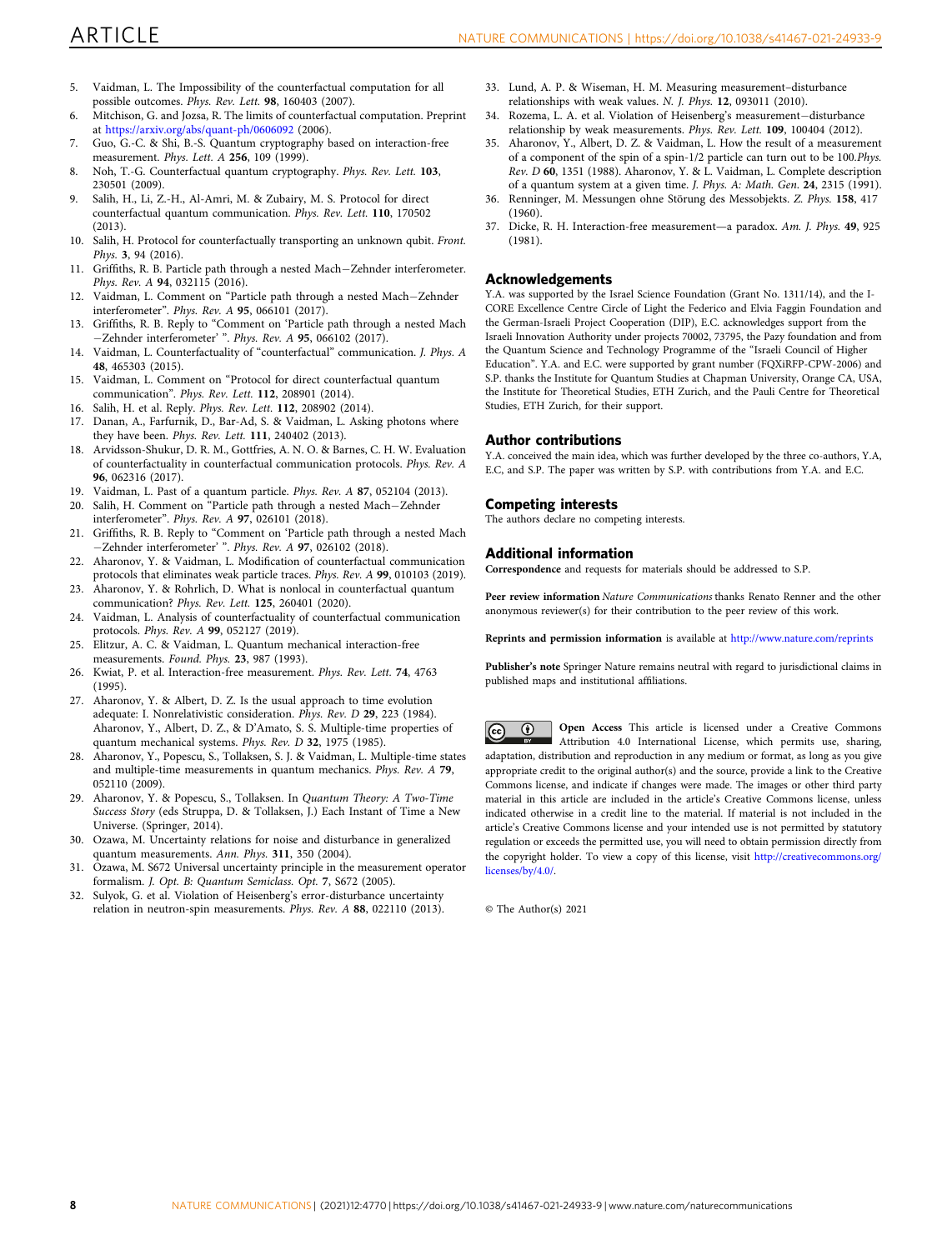5. Vaidman, L. The Impossibility of the counterfactual computation for all possible outcomes. *Phys. Rev. Lett.* **98**, 160403 (2007).
6. Mitchison, G. and Jozsa, R. The limits of counterfactual computation. Preprint at https://arxiv.org/abs/quant-ph/0606092 (2006).
7. Guo, G.-C. & Shi, B.-S. Quantum cryptography based on interaction-free measurement. *Phys. Lett. A* **256**, 109 (1999).
8. Noh, T.-G. Counterfactual quantum cryptography. *Phys. Rev. Lett.* **103**, 230501 (2009).
9. Salih, H., Li, Z.-H., Al-Amri, M. & Zubairy, M. S. Protocol for direct counterfactual quantum communication. *Phys. Rev. Lett.* **110**, 170502 (2013).
10. Salih, H. Protocol for counterfactually transporting an unknown qubit. *Front. Phys.* **3**, 94 (2016).
11. Griffiths, R. B. Particle path through a nested Mach−Zehnder interferometer. *Phys. Rev. A* **94**, 032115 (2016).
12. Vaidman, L. Comment on "Particle path through a nested Mach−Zehnder interferometer". *Phys. Rev. A* **95**, 066101 (2017).
13. Griffiths, R. B. Reply to "Comment on 'Particle path through a nested Mach−Zehnder interferometer' ". *Phys. Rev. A* **95**, 066102 (2017).
14. Vaidman, L. Counterfactuality of "counterfactual" communication. *J. Phys. A* **48**, 465303 (2015).
15. Vaidman, L. Comment on "Protocol for direct counterfactual quantum communication". *Phys. Rev. Lett.* **112**, 208901 (2014).
16. Salih, H. et al. Reply. *Phys. Rev. Lett.* **112**, 208902 (2014).
17. Danan, A., Farfurnik, D., Bar-Ad, S. & Vaidman, L. Asking photons where they have been. *Phys. Rev. Lett.* **111**, 240402 (2013).
18. Arvidsson-Shukur, D. R. M., Gottfries, A. N. O. & Barnes, C. H. W. Evaluation of counterfactuality in counterfactual communication protocols. *Phys. Rev. A* **96**, 062316 (2017).
19. Vaidman, L. Past of a quantum particle. *Phys. Rev. A* **87**, 052104 (2013).
20. Salih, H. Comment on "Particle path through a nested Mach−Zehnder interferometer". *Phys. Rev. A* **97**, 026101 (2018).
21. Griffiths, R. B. Reply to "Comment on 'Particle path through a nested Mach−Zehnder interferometer' ". *Phys. Rev. A* **97**, 026102 (2018).
22. Aharonov, Y. & Vaidman, L. Modification of counterfactual communication protocols that eliminates weak particle traces. *Phys. Rev. A* **99**, 010103 (2019).
23. Aharonov, Y. & Rohrlich, D. What is nonlocal in counterfactual quantum communication? *Phys. Rev. Lett.* **125**, 260401 (2020).
24. Vaidman, L. Analysis of counterfactuality of counterfactual communication protocols. *Phys. Rev. A* **99**, 052127 (2019).
25. Elitzur, A. C. & Vaidman, L. Quantum mechanical interaction-free measurements. *Found. Phys.* **23**, 987 (1993).
26. Kwiat, P. et al. Interaction-free measurement. *Phys. Rev. Lett.* **74**, 4763 (1995).
27. Aharonov, Y. & Albert, D. Z. Is the usual approach to time evolution adequate: I. Nonrelativistic consideration. *Phys. Rev. D* **29**, 223 (1984). Aharonov, Y., Albert, D. Z., & D'Amato, S. S. Multiple-time properties of quantum mechanical systems. *Phys. Rev. D* **32**, 1975 (1985).
28. Aharonov, Y., Popescu, S., Tollaksen, S. J. & Vaidman, L. Multiple-time states and multiple-time measurements in quantum mechanics. *Phys. Rev. A* **79**, 052110 (2009).
29. Aharonov, Y. & Popescu, S., Tollaksen. In *Quantum Theory: A Two-Time Success Story* (eds Struppa, D. & Tollaksen, J.) Each Instant of Time a New Universe. (Springer, 2014).
30. Ozawa, M. Uncertainty relations for noise and disturbance in generalized quantum measurements. *Ann. Phys.* **311**, 350 (2004).
31. Ozawa, M. S672 Universal uncertainty principle in the measurement operator formalism. *J. Opt. B: Quantum Semiclass. Opt.* **7**, S672 (2005).
32. Sulyok, G. et al. Violation of Heisenberg's error-disturbance uncertainty relation in neutron-spin measurements. *Phys. Rev. A* **88**, 022110 (2013).
33. Lund, A. P. & Wiseman, H. M. Measuring measurement–disturbance relationships with weak values. *N. J. Phys.* **12**, 093011 (2010).
34. Rozema, L. A. et al. Violation of Heisenberg's measurement−disturbance relationship by weak measurements. *Phys. Rev. Lett.* **109**, 100404 (2012).
35. Aharonov, Y., Albert, D. Z. & Vaidman, L. How the result of a measurement of a component of the spin of a spin-1/2 particle can turn out to be 100.*Phys. Rev. D* **60**, 1351 (1988). Aharonov, Y. & L. Vaidman, L. Complete description of a quantum system at a given time. *J. Phys. A: Math. Gen.* **24**, 2315 (1991).
36. Renninger, M. Messungen ohne Störung des Messobjekts. *Z. Phys.* **158**, 417 (1960).
37. Dicke, R. H. Interaction-free measurement—a paradox. *Am. J. Phys.* **49**, 925 (1981).

## Acknowledgements

Y.A. was supported by the Israel Science Foundation (Grant No. 1311/14), and the I-CORE Excellence Centre Circle of Light the Federico and Elvia Faggin Foundation and the German-Israeli Project Cooperation (DIP), E.C. acknowledges support from the Israeli Innovation Authority under projects 70002, 73795, the Pazy foundation and from the Quantum Science and Technology Programme of the "Israeli Council of Higher Education". Y.A. and E.C. were supported by grant number (FQXiRFP-CPW-2006) and S.P. thanks the Institute for Quantum Studies at Chapman University, Orange CA, USA, the Institute for Theoretical Studies, ETH Zurich, and the Pauli Centre for Theoretical Studies, ETH Zurich, for their support.

## Author contributions

Y.A. conceived the main idea, which was further developed by the three co-authors, Y.A, E.C, and S.P. The paper was written by S.P. with contributions from Y.A. and E.C.

## Competing interests

The authors declare no competing interests.

## Additional information

**Correspondence** and requests for materials should be addressed to S.P.

**Peer review information** *Nature Communications* thanks Renato Renner and the other anonymous reviewer(s) for their contribution to the peer review of this work.

**Reprints and permission information** is available at http://www.nature.com/reprints

**Publisher's note** Springer Nature remains neutral with regard to jurisdictional claims in published maps and institutional affiliations.

**Open Access** This article is licensed under a Creative Commons Attribution 4.0 International License, which permits use, sharing, adaptation, distribution and reproduction in any medium or format, as long as you give appropriate credit to the original author(s) and the source, provide a link to the Creative Commons license, and indicate if changes were made. The images or other third party material in this article are included in the article's Creative Commons license, unless indicated otherwise in a credit line to the material. If material is not included in the article's Creative Commons license and your intended use is not permitted by statutory regulation or exceeds the permitted use, you will need to obtain permission directly from the copyright holder. To view a copy of this license, visit http://creativecommons.org/licenses/by/4.0/.

© The Author(s) 2021